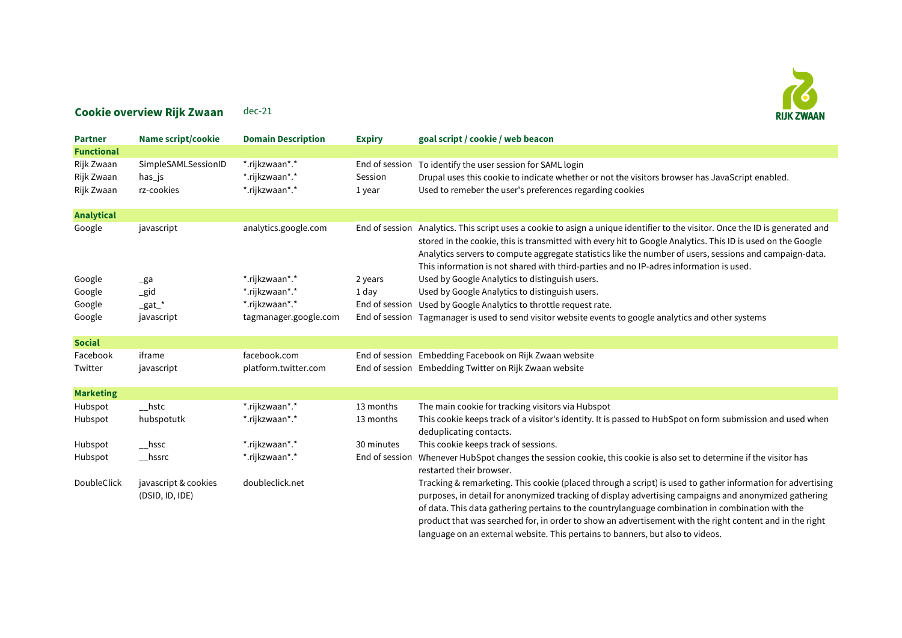# Cookie overview Rijk Zwaan

dec-21

| Partner | Name script/cookie | Domain Description | Expiry | goal script / cookie / web beacon |
|---|---|---|---|---|
| **Functional** | | | | |
| Rijk Zwaan | SimpleSAMLSessionID | *.rijkzwaan*.* | End of session | To identify the user session for SAML login |
| Rijk Zwaan | has_js | *.rijkzwaan*.* | Session | Drupal uses this cookie to indicate whether or not the visitors browser has JavaScript enabled. |
| Rijk Zwaan | rz-cookies | *.rijkzwaan*.* | 1 year | Used to remeber the user's preferences regarding cookies |
| **Analytical** | | | | |
| Google | javascript | analytics.google.com | End of session | Analytics. This script uses a cookie to asign a unique identifier to the visitor. Once the ID is generated and stored in the cookie, this is transmitted with every hit to Google Analytics. This ID is used on the Google Analytics servers to compute aggregate statistics like the number of users, sessions and campaign-data. This information is not shared with third-parties and no IP-adres information is used. |
| Google | _ga | *.rijkzwaan*.* | 2 years | Used by Google Analytics to distinguish users. |
| Google | _gid | *.rijkzwaan*.* | 1 day | Used by Google Analytics to distinguish users. |
| Google | _gat_* | *.rijkzwaan*.* | End of session | Used by Google Analytics to throttle request rate. |
| Google | javascript | tagmanager.google.com | End of session | Tagmanager is used to send visitor website events to google analytics and other systems |
| **Social** | | | | |
| Facebook | iframe | facebook.com | End of session | Embedding Facebook on Rijk Zwaan website |
| Twitter | javascript | platform.twitter.com | End of session | Embedding Twitter on Rijk Zwaan website |
| **Marketing** | | | | |
| Hubspot | __hstc | *.rijkzwaan*.* | 13 months | The main cookie for tracking visitors via Hubspot |
| Hubspot | hubspotutk | *.rijkzwaan*.* | 13 months | This cookie keeps track of a visitor's identity. It is passed to HubSpot on form submission and used when deduplicating contacts. |
| Hubspot | __hssc | *.rijkzwaan*.* | 30 minutes | This cookie keeps track of sessions. |
| Hubspot | __hssrc | *.rijkzwaan*.* | End of session | Whenever HubSpot changes the session cookie, this cookie is also set to determine if the visitor has restarted their browser. |
| DoubleClick | javascript & cookies (DSID, ID, IDE) | doubleclick.net | | Tracking & remarketing. This cookie (placed through a script) is used to gather information for advertising purposes, in detail for anonymized tracking of display advertising campaigns and anonymized gathering of data. This data gathering pertains to the countrylanguage combination in combination with the product that was searched for, in order to show an advertisement with the right content and in the right language on an external website. This pertains to banners, but also to videos. |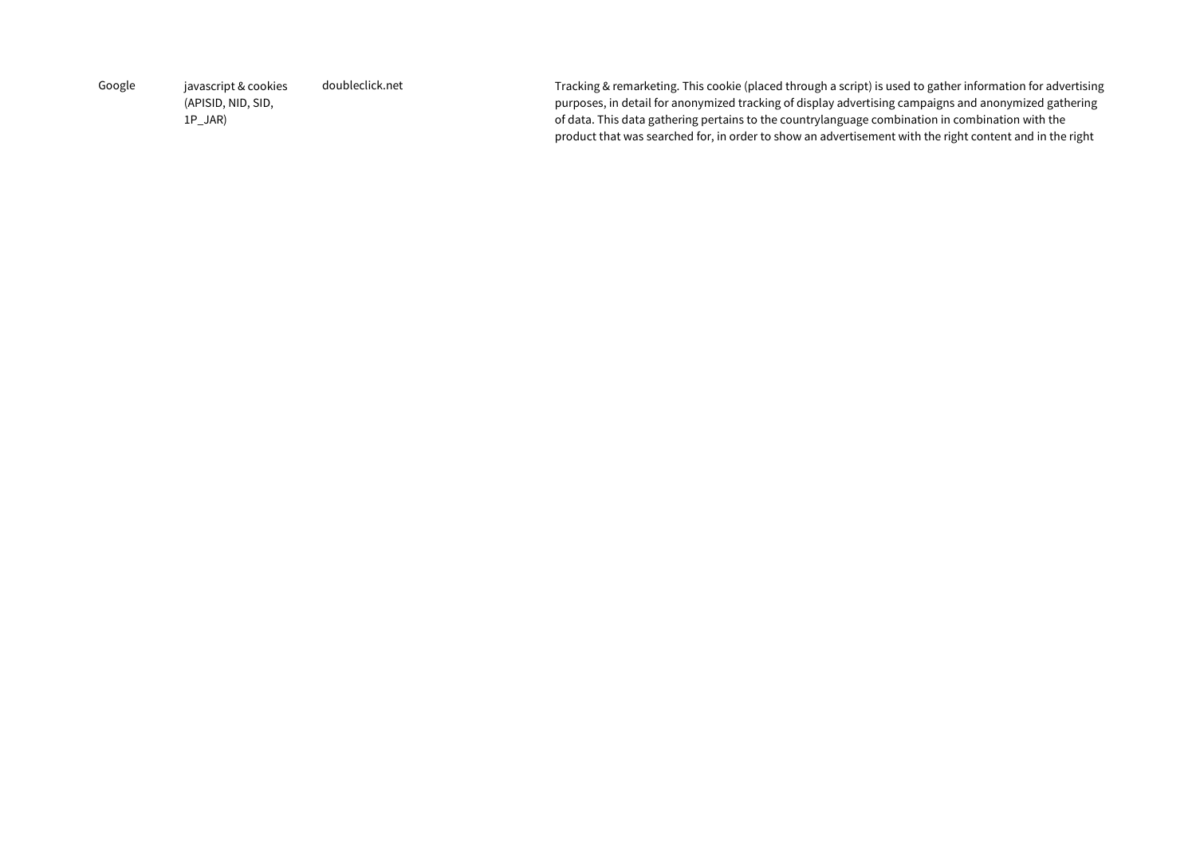| | | | |
|---|---|---|---|
| Google | javascript & cookies (APISID, NID, SID, 1P_JAR) | doubleclick.net | Tracking & remarketing. This cookie (placed through a script) is used to gather information for advertising purposes, in detail for anonymized tracking of display advertising campaigns and anonymized gathering of data. This data gathering pertains to the countrylanguage combination in combination with the product that was searched for, in order to show an advertisement with the right content and in the right |